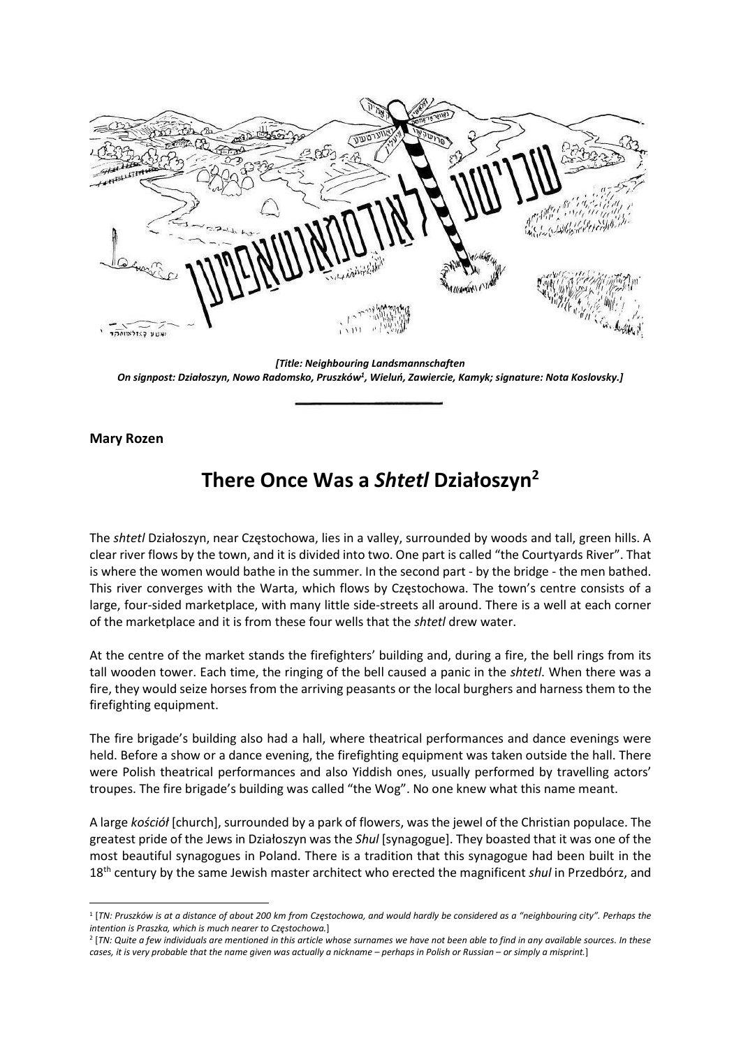*[Title: Neighbouring Landsmannschaften*
*On signpost: Działoszyn, Nowo Radomsko, Pruszków[1], Wieluń, Zawiercie, Kamyk; signature: Nota Koslovsky.]*

**Mary Rozen**

# There Once Was a *Shtetl* Działoszyn[2]

The *shtetl* Działoszyn, near Częstochowa, lies in a valley, surrounded by woods and tall, green hills. A clear river flows by the town, and it is divided into two. One part is called "the Courtyards River". That is where the women would bathe in the summer. In the second part - by the bridge - the men bathed. This river converges with the Warta, which flows by Częstochowa. The town's centre consists of a large, four-sided marketplace, with many little side-streets all around. There is a well at each corner of the marketplace and it is from these four wells that the *shtetl* drew water.

At the centre of the market stands the firefighters' building and, during a fire, the bell rings from its tall wooden tower. Each time, the ringing of the bell caused a panic in the *shtetl*. When there was a fire, they would seize horses from the arriving peasants or the local burghers and harness them to the firefighting equipment.

The fire brigade's building also had a hall, where theatrical performances and dance evenings were held. Before a show or a dance evening, the firefighting equipment was taken outside the hall. There were Polish theatrical performances and also Yiddish ones, usually performed by travelling actors' troupes. The fire brigade's building was called "the Wog". No one knew what this name meant.

A large *kościół* [church], surrounded by a park of flowers, was the jewel of the Christian populace. The greatest pride of the Jews in Działoszyn was the *Shul* [synagogue]. They boasted that it was one of the most beautiful synagogues in Poland. There is a tradition that this synagogue had been built in the 18th century by the same Jewish master architect who erected the magnificent *shul* in Przedbórz, and

---

[1] [*TN: Pruszków is at a distance of about 200 km from Częstochowa, and would hardly be considered as a "neighbouring city". Perhaps the intention is Praszka, which is much nearer to Częstochowa.*]

[2] [*TN: Quite a few individuals are mentioned in this article whose surnames we have not been able to find in any available sources. In these cases, it is very probable that the name given was actually a nickname – perhaps in Polish or Russian – or simply a misprint.*]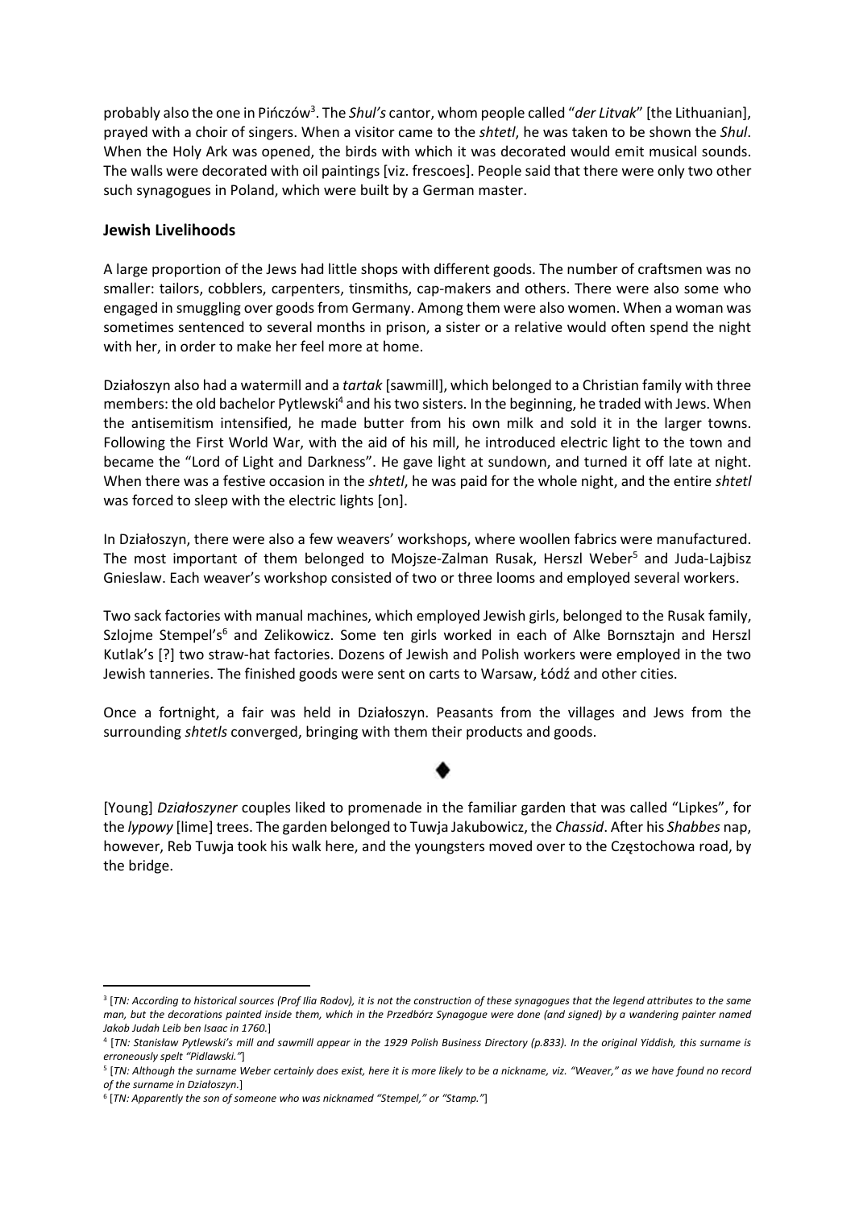probably also the one in Pińczów[3]. The *Shul's* cantor, whom people called "*der Litvak*" [the Lithuanian], prayed with a choir of singers. When a visitor came to the *shtetl*, he was taken to be shown the *Shul*. When the Holy Ark was opened, the birds with which it was decorated would emit musical sounds. The walls were decorated with oil paintings [viz. frescoes]. People said that there were only two other such synagogues in Poland, which were built by a German master.

## Jewish Livelihoods

A large proportion of the Jews had little shops with different goods. The number of craftsmen was no smaller: tailors, cobblers, carpenters, tinsmiths, cap-makers and others. There were also some who engaged in smuggling over goods from Germany. Among them were also women. When a woman was sometimes sentenced to several months in prison, a sister or a relative would often spend the night with her, in order to make her feel more at home.

Działoszyn also had a watermill and a *tartak* [sawmill], which belonged to a Christian family with three members: the old bachelor Pytlewski[4] and his two sisters. In the beginning, he traded with Jews. When the antisemitism intensified, he made butter from his own milk and sold it in the larger towns. Following the First World War, with the aid of his mill, he introduced electric light to the town and became the "Lord of Light and Darkness". He gave light at sundown, and turned it off late at night. When there was a festive occasion in the *shtetl*, he was paid for the whole night, and the entire *shtetl* was forced to sleep with the electric lights [on].

In Działoszyn, there were also a few weavers' workshops, where woollen fabrics were manufactured. The most important of them belonged to Mojsze-Zalman Rusak, Herszl Weber[5] and Juda-Lajbisz Gnieslaw. Each weaver's workshop consisted of two or three looms and employed several workers.

Two sack factories with manual machines, which employed Jewish girls, belonged to the Rusak family, Szlojme Stempel's[6] and Zelikowicz. Some ten girls worked in each of Alke Bornsztajn and Herszl Kutlak's [?] two straw-hat factories. Dozens of Jewish and Polish workers were employed in the two Jewish tanneries. The finished goods were sent on carts to Warsaw, Łódź and other cities.

Once a fortnight, a fair was held in Działoszyn. Peasants from the villages and Jews from the surrounding *shtetls* converged, bringing with them their products and goods.

◆

[Young] *Działoszyner* couples liked to promenade in the familiar garden that was called "Lipkes", for the *lypowy* [lime] trees. The garden belonged to Tuwja Jakubowicz, the *Chassid*. After his *Shabbes* nap, however, Reb Tuwja took his walk here, and the youngsters moved over to the Częstochowa road, by the bridge.

---

[3] [*TN: According to historical sources (Prof Ilia Rodov), it is not the construction of these synagogues that the legend attributes to the same man, but the decorations painted inside them, which in the Przedbórz Synagogue were done (and signed) by a wandering painter named Jakob Judah Leib ben Isaac in 1760.*]

[4] [*TN: Stanisław Pytlewski's mill and sawmill appear in the 1929 Polish Business Directory (p.833). In the original Yiddish, this surname is erroneously spelt "Pidlawski."*]

[5] [*TN: Although the surname Weber certainly does exist, here it is more likely to be a nickname, viz. "Weaver," as we have found no record of the surname in Działoszyn.*]

[6] [*TN: Apparently the son of someone who was nicknamed "Stempel," or "Stamp."*]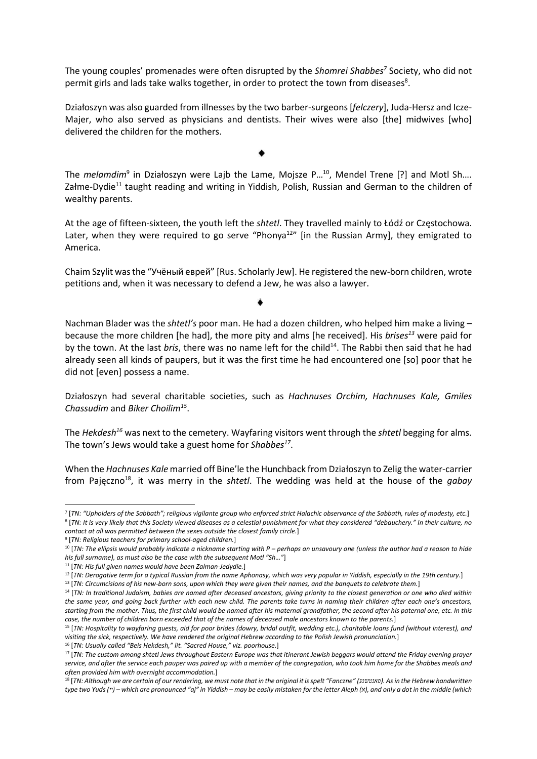The young couples' promenades were often disrupted by the *Shomrei Shabbes*[7] Society, who did not permit girls and lads take walks together, in order to protect the town from diseases[8].

Działoszyn was also guarded from illnesses by the two barber-surgeons [*felczery*], Juda-Hersz and Icze-Majer, who also served as physicians and dentists. Their wives were also [the] midwives [who] delivered the children for the mothers.

◆

The *melamdim*[9] in Działoszyn were Lajb the Lame, Mojsze P...[10], Mendel Trene [?] and Motl Sh.... Załme-Dydie[11] taught reading and writing in Yiddish, Polish, Russian and German to the children of wealthy parents.

At the age of fifteen-sixteen, the youth left the *shtetl*. They travelled mainly to Łódź or Częstochowa. Later, when they were required to go serve "Phonya[12]" [in the Russian Army], they emigrated to America.

Chaim Szylit was the "Учёный еврей" [Rus. Scholarly Jew]. He registered the new-born children, wrote petitions and, when it was necessary to defend a Jew, he was also a lawyer.

◆

Nachman Blader was the *shtetl's* poor man. He had a dozen children, who helped him make a living – because the more children [he had], the more pity and alms [he received]. His *brises*[13] were paid for by the town. At the last *bris*, there was no name left for the child[14]. The Rabbi then said that he had already seen all kinds of paupers, but it was the first time he had encountered one [so] poor that he did not [even] possess a name.

Działoszyn had several charitable societies, such as *Hachnuses Orchim, Hachnuses Kale, Gmiles Chassudim* and *Biker Choilim*[15].

The *Hekdesh*[16] was next to the cemetery. Wayfaring visitors went through the *shtetl* begging for alms. The town's Jews would take a guest home for *Shabbes*[17].

When the *Hachnuses Kale* married off Bine'le the Hunchback from Działoszyn to Zelig the water-carrier from Pajęczno[18], it was merry in the *shtetl*. The wedding was held at the house of the *gabay*

---

[7] [*TN: "Upholders of the Sabbath"; religious vigilante group who enforced strict Halachic observance of the Sabbath, rules of modesty, etc.*]

[8] [*TN: It is very likely that this Society viewed diseases as a celestial punishment for what they considered "debauchery." In their culture, no contact at all was permitted between the sexes outside the closest family circle.*]

[9] [*TN: Religious teachers for primary school-aged children.*]

[10] [*TN: The ellipsis would probably indicate a nickname starting with P – perhaps an unsavoury one (unless the author had a reason to hide his full surname), as must also be the case with the subsequent Motl "Sh..."*]

[11] [*TN: His full given names would have been Zalman-Jedydie.*]

[12] [*TN: Derogative term for a typical Russian from the name Aphonasy, which was very popular in Yiddish, especially in the 19th century.*]

[13] [*TN: Circumcisions of his new-born sons, upon which they were given their names, and the banquets to celebrate them.*]

[14] [*TN: In traditional Judaism, babies are named after deceased ancestors, giving priority to the closest generation or one who died within the same year, and going back further with each new child. The parents take turns in naming their children after each one's ancestors, starting from the mother. Thus, the first child would be named after his maternal grandfather, the second after his paternal one, etc. In this case, the number of children born exceeded that of the names of deceased male ancestors known to the parents.*]

[15] [*TN: Hospitality to wayfaring guests, aid for poor brides (dowry, bridal outfit, wedding etc.), charitable loans fund (without interest), and visiting the sick, respectively. We have rendered the original Hebrew according to the Polish Jewish pronunciation.*]

[16] [*TN: Usually called "Beis Hekdesh," lit. "Sacred House," viz. poorhouse.*]

[17] [*TN: The custom among shtetl Jews throughout Eastern Europe was that itinerant Jewish beggars would attend the Friday evening prayer service, and after the service each pauper was paired up with a member of the congregation, who took him home for the Shabbes meals and often provided him with overnight accommodation.*]

[18] [*TN: Although we are certain of our rendering, we must note that in the original it is spelt "Fanczne" (פאנטשנע). As in the Hebrew handwritten type two Yuds (יי) – which are pronounced "aj" in Yiddish – may be easily mistaken for the letter Aleph (א), and only a dot in the middle (which*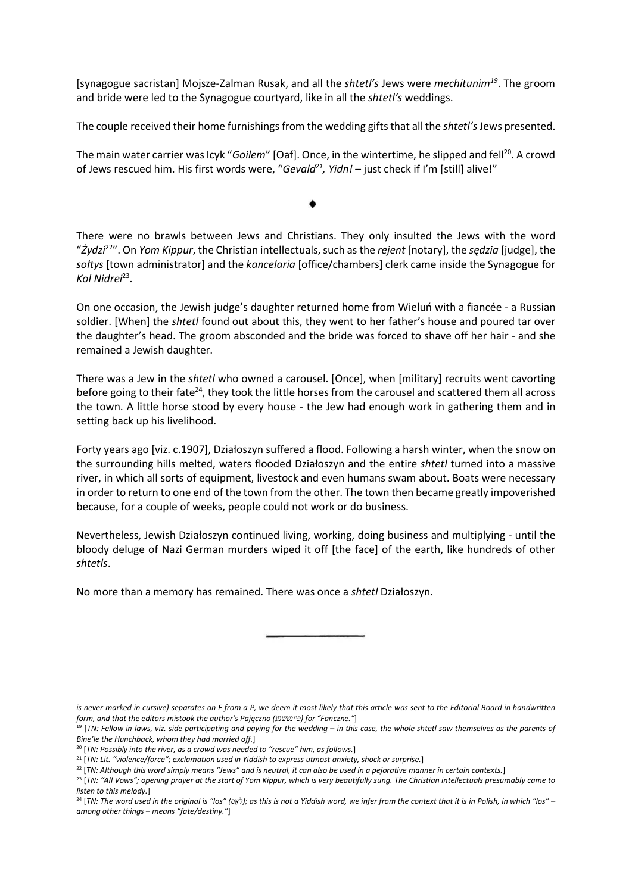[synagogue sacristan] Mojsze-Zalman Rusak, and all the *shtetl's* Jews were *mechitunim*[19]. The groom and bride were led to the Synagogue courtyard, like in all the *shtetl's* weddings.

The couple received their home furnishings from the wedding gifts that all the *shtetl's* Jews presented.

The main water carrier was Icyk "*Goilem*" [Oaf]. Once, in the wintertime, he slipped and fell[20]. A crowd of Jews rescued him. His first words were, "*Gevald*[21], *Yidn!* – just check if I'm [still] alive!"

◆

There were no brawls between Jews and Christians. They only insulted the Jews with the word "*Żydzi*[22]". On *Yom Kippur*, the Christian intellectuals, such as the *rejent* [notary], the *sędzia* [judge], the *sołtys* [town administrator] and the *kancelaria* [office/chambers] clerk came inside the Synagogue for *Kol Nidrei*[23].

On one occasion, the Jewish judge's daughter returned home from Wieluń with a fiancée - a Russian soldier. [When] the *shtetl* found out about this, they went to her father's house and poured tar over the daughter's head. The groom absconded and the bride was forced to shave off her hair - and she remained a Jewish daughter.

There was a Jew in the *shtetl* who owned a carousel. [Once], when [military] recruits went cavorting before going to their fate[24], they took the little horses from the carousel and scattered them all across the town. A little horse stood by every house - the Jew had enough work in gathering them and in setting back up his livelihood.

Forty years ago [viz. c.1907], Działoszyn suffered a flood. Following a harsh winter, when the snow on the surrounding hills melted, waters flooded Działoszyn and the entire *shtetl* turned into a massive river, in which all sorts of equipment, livestock and even humans swam about. Boats were necessary in order to return to one end of the town from the other. The town then became greatly impoverished because, for a couple of weeks, people could not work or do business.

Nevertheless, Jewish Działoszyn continued living, working, doing business and multiplying - until the bloody deluge of Nazi German murders wiped it off [the face] of the earth, like hundreds of other *shtetls*.

No more than a memory has remained. There was once a *shtetl* Działoszyn.

---

*is never marked in cursive) separates an F from a P, we deem it most likely that this article was sent to the Editorial Board in handwritten form, and that the editors mistook the author's Pajęczno (פּײַנשטנע) for "Fanczne."*]

[19] [*TN: Fellow in-laws, viz. side participating and paying for the wedding – in this case, the whole shtetl saw themselves as the parents of Bine'le the Hunchback, whom they had married off.*]

[20] [*TN: Possibly into the river, as a crowd was needed to "rescue" him, as follows.*]

[21] [*TN: Lit. "violence/force"; exclamation used in Yiddish to express utmost anxiety, shock or surprise.*]

[22] [*TN: Although this word simply means "Jews" and is neutral, it can also be used in a pejorative manner in certain contexts.*]

[23] [*TN: "All Vows"; opening prayer at the start of Yom Kippur, which is very beautifully sung. The Christian intellectuals presumably came to listen to this melody.*]

[24] [*TN: The word used in the original is "los" (לאָס); as this is not a Yiddish word, we infer from the context that it is in Polish, in which "los" – among other things – means "fate/destiny."*]